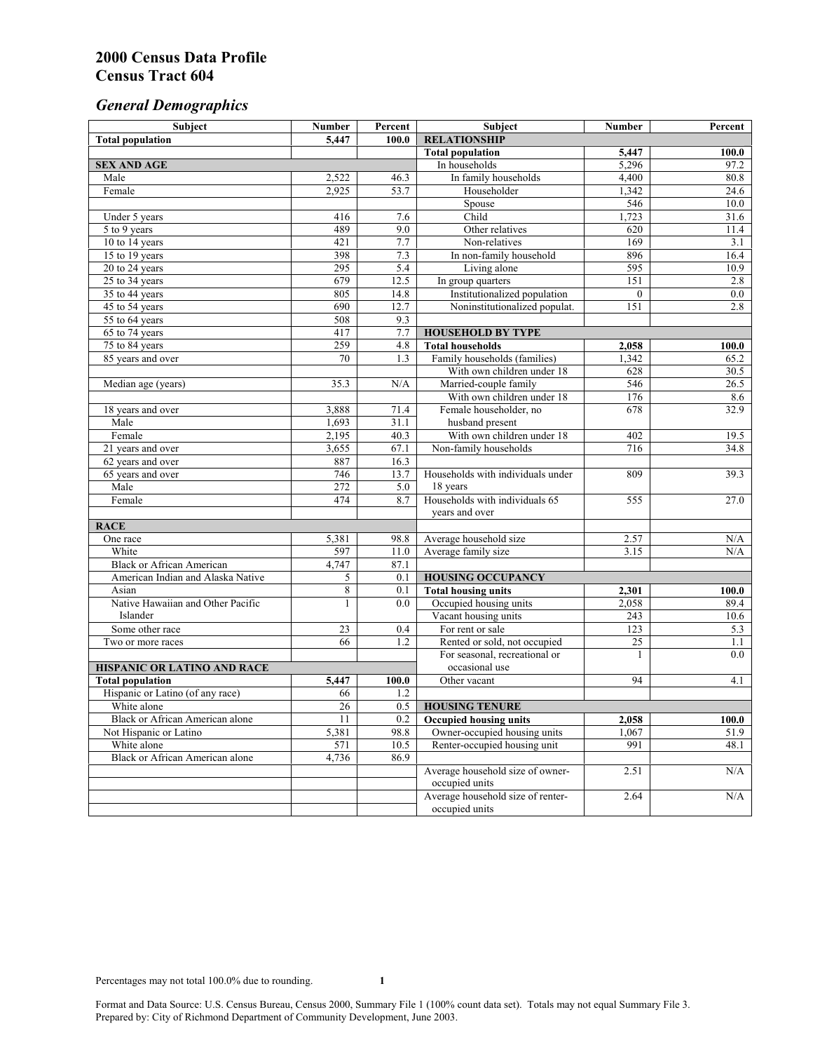# 2000 Census Data Profile
# Census Tract 604

## *General Demographics*

| Subject | Number | Percent | Subject | Number | Percent |
|---|---|---|---|---|---|
| **Total population** | **5,447** | **100.0** | **RELATIONSHIP** | | |
| | | | **Total population** | **5,447** | **100.0** |
| **SEX AND AGE** | | | In households | 5,296 | 97.2 |
| Male | 2,522 | 46.3 | In family households | 4,400 | 80.8 |
| Female | 2,925 | 53.7 | Householder | 1,342 | 24.6 |
| | | | Spouse | 546 | 10.0 |
| Under 5 years | 416 | 7.6 | Child | 1,723 | 31.6 |
| 5 to 9 years | 489 | 9.0 | Other relatives | 620 | 11.4 |
| 10 to 14 years | 421 | 7.7 | Non-relatives | 169 | 3.1 |
| 15 to 19 years | 398 | 7.3 | In non-family household | 896 | 16.4 |
| 20 to 24 years | 295 | 5.4 | Living alone | 595 | 10.9 |
| 25 to 34 years | 679 | 12.5 | In group quarters | 151 | 2.8 |
| 35 to 44 years | 805 | 14.8 | Institutionalized population | 0 | 0.0 |
| 45 to 54 years | 690 | 12.7 | Noninstitutionalized populat. | 151 | 2.8 |
| 55 to 64 years | 508 | 9.3 | | | |
| 65 to 74 years | 417 | 7.7 | **HOUSEHOLD BY TYPE** | | |
| 75 to 84 years | 259 | 4.8 | **Total households** | **2,058** | **100.0** |
| 85 years and over | 70 | 1.3 | Family households (families) | 1,342 | 65.2 |
| | | | With own children under 18 | 628 | 30.5 |
| Median age (years) | 35.3 | N/A | Married-couple family | 546 | 26.5 |
| | | | With own children under 18 | 176 | 8.6 |
| 18 years and over | 3,888 | 71.4 | Female householder, no husband present | 678 | 32.9 |
| Male | 1,693 | 31.1 | | | |
| Female | 2,195 | 40.3 | With own children under 18 | 402 | 19.5 |
| 21 years and over | 3,655 | 67.1 | Non-family households | 716 | 34.8 |
| 62 years and over | 887 | 16.3 | | | |
| 65 years and over | 746 | 13.7 | Households with individuals under 18 years | 809 | 39.3 |
| Male | 272 | 5.0 | | | |
| Female | 474 | 8.7 | Households with individuals 65 years and over | 555 | 27.0 |
| **RACE** | | | | | |
| One race | 5,381 | 98.8 | Average household size | 2.57 | N/A |
| White | 597 | 11.0 | Average family size | 3.15 | N/A |
| Black or African American | 4,747 | 87.1 | | | |
| American Indian and Alaska Native | 5 | 0.1 | **HOUSING OCCUPANCY** | | |
| Asian | 8 | 0.1 | **Total housing units** | **2,301** | **100.0** |
| Native Hawaiian and Other Pacific Islander | 1 | 0.0 | Occupied housing units | 2,058 | 89.4 |
| | | | Vacant housing units | 243 | 10.6 |
| Some other race | 23 | 0.4 | For rent or sale | 123 | 5.3 |
| Two or more races | 66 | 1.2 | Rented or sold, not occupied | 25 | 1.1 |
| | | | For seasonal, recreational or occasional use | 1 | 0.0 |
| **HISPANIC OR LATINO AND RACE** | | | | | |
| **Total population** | **5,447** | **100.0** | Other vacant | 94 | 4.1 |
| Hispanic or Latino (of any race) | 66 | 1.2 | | | |
| White alone | 26 | 0.5 | **HOUSING TENURE** | | |
| Black or African American alone | 11 | 0.2 | **Occupied housing units** | **2,058** | **100.0** |
| Not Hispanic or Latino | 5,381 | 98.8 | Owner-occupied housing units | 1,067 | 51.9 |
| White alone | 571 | 10.5 | Renter-occupied housing unit | 991 | 48.1 |
| Black or African American alone | 4,736 | 86.9 | | | |
| | | | Average household size of owner-occupied units | 2.51 | N/A |
| | | | Average household size of renter-occupied units | 2.64 | N/A |

Percentages may not total 100.0% due to rounding.

Format and Data Source: U.S. Census Bureau, Census 2000, Summary File 1 (100% count data set). Totals may not equal Summary File 3.
Prepared by: City of Richmond Department of Community Development, June 2003.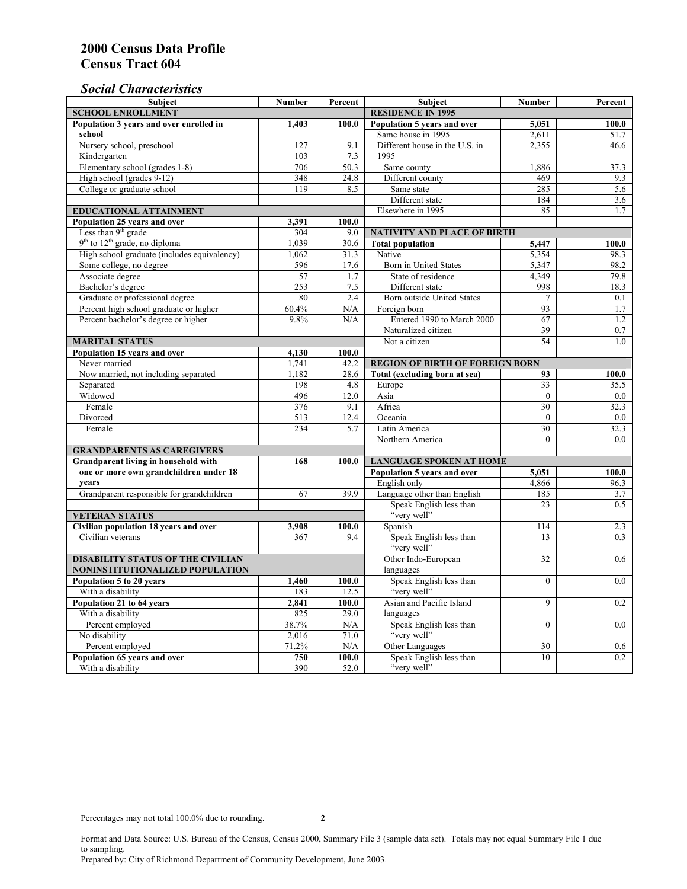## 2000 Census Data Profile
## Census Tract 604

### *Social Characteristics*

| Subject | Number | Percent |
|---|---|---|
| **SCHOOL ENROLLMENT** | | |
| **Population 3 years and over enrolled in school** | **1,403** | **100.0** |
| Nursery school, preschool | 127 | 9.1 |
| Kindergarten | 103 | 7.3 |
| Elementary school (grades 1-8) | 706 | 50.3 |
| High school (grades 9-12) | 348 | 24.8 |
| College or graduate school | 119 | 8.5 |
| **EDUCATIONAL ATTAINMENT** | | |
| **Population 25 years and over** | **3,391** | **100.0** |
| Less than 9th grade | 304 | 9.0 |
| 9th to 12th grade, no diploma | 1,039 | 30.6 |
| High school graduate (includes equivalency) | 1,062 | 31.3 |
| Some college, no degree | 596 | 17.6 |
| Associate degree | 57 | 1.7 |
| Bachelor's degree | 253 | 7.5 |
| Graduate or professional degree | 80 | 2.4 |
| Percent high school graduate or higher | 60.4% | N/A |
| Percent bachelor's degree or higher | 9.8% | N/A |
| **MARITAL STATUS** | | |
| **Population 15 years and over** | **4,130** | **100.0** |
| Never married | 1,741 | 42.2 |
| Now married, not including separated | 1,182 | 28.6 |
| Separated | 198 | 4.8 |
| Widowed | 496 | 12.0 |
| Female | 376 | 9.1 |
| Divorced | 513 | 12.4 |
| Female | 234 | 5.7 |
| **GRANDPARENTS AS CAREGIVERS** | | |
| **Grandparent living in household with one or more own grandchildren under 18 years** | **168** | **100.0** |
| Grandparent responsible for grandchildren | 67 | 39.9 |
| **VETERAN STATUS** | | |
| **Civilian population 18 years and over** | **3,908** | **100.0** |
| Civilian veterans | 367 | 9.4 |
| **DISABILITY STATUS OF THE CIVILIAN NONINSTITUTIONALIZED POPULATION** | | |
| **Population 5 to 20 years** | **1,460** | **100.0** |
| With a disability | 183 | 12.5 |
| **Population 21 to 64 years** | **2,841** | **100.0** |
| With a disability | 825 | 29.0 |
| Percent employed | 38.7% | N/A |
| No disability | 2,016 | 71.0 |
| Percent employed | 71.2% | N/A |
| **Population 65 years and over** | **750** | **100.0** |
| With a disability | 390 | 52.0 |

| Subject | Number | Percent |
|---|---|---|
| **RESIDENCE IN 1995** | | |
| **Population 5 years and over** | **5,051** | **100.0** |
| Same house in 1995 | 2,611 | 51.7 |
| Different house in the U.S. in 1995 | 2,355 | 46.6 |
| Same county | 1,886 | 37.3 |
| Different county | 469 | 9.3 |
| Same state | 285 | 5.6 |
| Different state | 184 | 3.6 |
| Elsewhere in 1995 | 85 | 1.7 |
| **NATIVITY AND PLACE OF BIRTH** | | |
| **Total population** | **5,447** | **100.0** |
| Native | 5,354 | 98.3 |
| Born in United States | 5,347 | 98.2 |
| State of residence | 4,349 | 79.8 |
| Different state | 998 | 18.3 |
| Born outside United States | 7 | 0.1 |
| Foreign born | 93 | 1.7 |
| Entered 1990 to March 2000 | 67 | 1.2 |
| Naturalized citizen | 39 | 0.7 |
| Not a citizen | 54 | 1.0 |
| **REGION OF BIRTH OF FOREIGN BORN** | | |
| **Total (excluding born at sea)** | **93** | **100.0** |
| Europe | 33 | 35.5 |
| Asia | 0 | 0.0 |
| Africa | 30 | 32.3 |
| Oceania | 0 | 0.0 |
| Latin America | 30 | 32.3 |
| Northern America | 0 | 0.0 |
| **LANGUAGE SPOKEN AT HOME** | | |
| **Population 5 years and over** | **5,051** | **100.0** |
| English only | 4,866 | 96.3 |
| Language other than English | 185 | 3.7 |
| Speak English less than "very well" | 23 | 0.5 |
| Spanish | 114 | 2.3 |
| Speak English less than "very well" | 13 | 0.3 |
| Other Indo-European languages | 32 | 0.6 |
| Speak English less than "very well" | 0 | 0.0 |
| Asian and Pacific Island languages | 9 | 0.2 |
| Speak English less than "very well" | 0 | 0.0 |
| Other Languages | 30 | 0.6 |
| Speak English less than "very well" | 10 | 0.2 |

Percentages may not total 100.0% due to rounding.

Format and Data Source: U.S. Bureau of the Census, Census 2000, Summary File 3 (sample data set). Totals may not equal Summary File 1 due to sampling.
Prepared by: City of Richmond Department of Community Development, June 2003.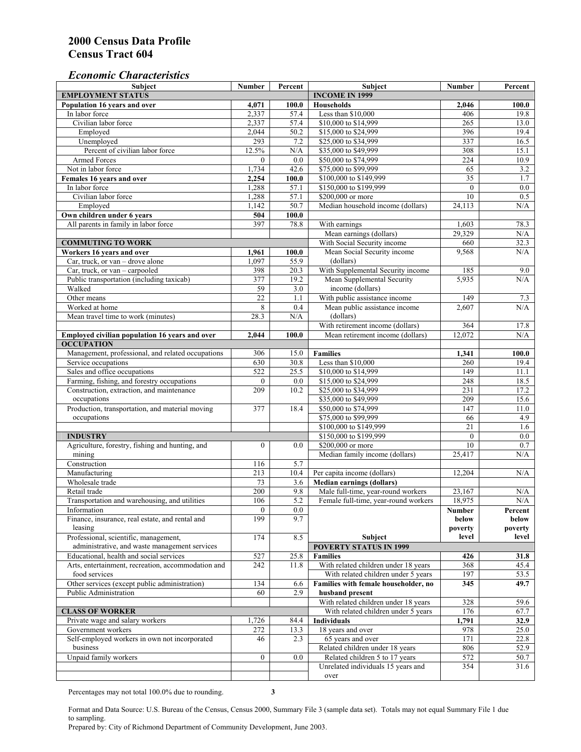# 2000 Census Data Profile
# Census Tract 604

## *Economic Characteristics*

| Subject | Number | Percent |
|---|---|---|
| **EMPLOYMENT STATUS** | | |
| **Population 16 years and over** | **4,071** | **100.0** |
| In labor force | 2,337 | 57.4 |
| Civilian labor force | 2,337 | 57.4 |
| Employed | 2,044 | 50.2 |
| Unemployed | 293 | 7.2 |
| Percent of civilian labor force | 12.5% | N/A |
| Armed Forces | 0 | 0.0 |
| Not in labor force | 1,734 | 42.6 |
| **Females 16 years and over** | **2,254** | **100.0** |
| In labor force | 1,288 | 57.1 |
| Civilian labor force | 1,288 | 57.1 |
| Employed | 1,142 | 50.7 |
| **Own children under 6 years** | **504** | **100.0** |
| All parents in family in labor force | 397 | 78.8 |
| **COMMUTING TO WORK** | | |
| **Workers 16 years and over** | **1,961** | **100.0** |
| Car, truck, or van – drove alone | 1,097 | 55.9 |
| Car, truck, or van – carpooled | 398 | 20.3 |
| Public transportation (including taxicab) | 377 | 19.2 |
| Walked | 59 | 3.0 |
| Other means | 22 | 1.1 |
| Worked at home | 8 | 0.4 |
| Mean travel time to work (minutes) | 28.3 | N/A |
| **Employed civilian population 16 years and over** | **2,044** | **100.0** |
| **OCCUPATION** | | |
| Management, professional, and related occupations | 306 | 15.0 |
| Service occupations | 630 | 30.8 |
| Sales and office occupations | 522 | 25.5 |
| Farming, fishing, and forestry occupations | 0 | 0.0 |
| Construction, extraction, and maintenance occupations | 209 | 10.2 |
| Production, transportation, and material moving occupations | 377 | 18.4 |
| **INDUSTRY** | | |
| Agriculture, forestry, fishing and hunting, and mining | 0 | 0.0 |
| Construction | 116 | 5.7 |
| Manufacturing | 213 | 10.4 |
| Wholesale trade | 73 | 3.6 |
| Retail trade | 200 | 9.8 |
| Transportation and warehousing, and utilities | 106 | 5.2 |
| Information | 0 | 0.0 |
| Finance, insurance, real estate, and rental and leasing | 199 | 9.7 |
| Professional, scientific, management, administrative, and waste management services | 174 | 8.5 |
| Educational, health and social services | 527 | 25.8 |
| Arts, entertainment, recreation, accommodation and food services | 242 | 11.8 |
| Other services (except public administration) | 134 | 6.6 |
| Public Administration | 60 | 2.9 |
| **CLASS OF WORKER** | | |
| Private wage and salary workers | 1,726 | 84.4 |
| Government workers | 272 | 13.3 |
| Self-employed workers in own not incorporated business | 46 | 2.3 |
| Unpaid family workers | 0 | 0.0 |

| Subject | Number | Percent |
|---|---|---|
| **INCOME IN 1999** | | |
| **Households** | **2,046** | **100.0** |
| Less than $10,000 | 406 | 19.8 |
| $10,000 to $14,999 | 265 | 13.0 |
| $15,000 to $24,999 | 396 | 19.4 |
| $25,000 to $34,999 | 337 | 16.5 |
| $35,000 to $49,999 | 308 | 15.1 |
| $50,000 to $74,999 | 224 | 10.9 |
| $75,000 to $99,999 | 65 | 3.2 |
| $100,000 to $149,999 | 35 | 1.7 |
| $150,000 to $199,999 | 0 | 0.0 |
| $200,000 or more | 10 | 0.5 |
| Median household income (dollars) | 24,113 | N/A |
| With earnings | 1,603 | 78.3 |
| Mean earnings (dollars) | 29,329 | N/A |
| With Social Security income | 660 | 32.3 |
| Mean Social Security income (dollars) | 9,568 | N/A |
| With Supplemental Security income | 185 | 9.0 |
| Mean Supplemental Security income (dollars) | 5,935 | N/A |
| With public assistance income | 149 | 7.3 |
| Mean public assistance income (dollars) | 2,607 | N/A |
| With retirement income (dollars) | 364 | 17.8 |
| Mean retirement income (dollars) | 12,072 | N/A |
| **Families** | **1,341** | **100.0** |
| Less than $10,000 | 260 | 19.4 |
| $10,000 to $14,999 | 149 | 11.1 |
| $15,000 to $24,999 | 248 | 18.5 |
| $25,000 to $34,999 | 231 | 17.2 |
| $35,000 to $49,999 | 209 | 15.6 |
| $50,000 to $74,999 | 147 | 11.0 |
| $75,000 to $99,999 | 66 | 4.9 |
| $100,000 to $149,999 | 21 | 1.6 |
| $150,000 to $199,999 | 0 | 0.0 |
| $200,000 or more | 10 | 0.7 |
| Median family income (dollars) | 25,417 | N/A |
| Per capita income (dollars) | 12,204 | N/A |
| **Median earnings (dollars)** | | |
| Male full-time, year-round workers | 23,167 | N/A |
| Female full-time, year-round workers | 18,975 | N/A |

| Subject | Number below poverty level | Percent below poverty level |
|---|---|---|
| **POVERTY STATUS IN 1999** | | |
| **Families** | **426** | **31.8** |
| With related children under 18 years | 368 | 45.4 |
| With related children under 5 years | 197 | 53.5 |
| **Families with female householder, no husband present** | **345** | **49.7** |
| With related children under 18 years | 328 | 59.6 |
| With related children under 5 years | 176 | 67.7 |
| **Individuals** | **1,791** | **32.9** |
| 18 years and over | 978 | 25.0 |
| 65 years and over | 171 | 22.8 |
| Related children under 18 years | 806 | 52.9 |
| Related children 5 to 17 years | 572 | 50.7 |
| Unrelated individuals 15 years and over | 354 | 31.6 |

Percentages may not total 100.0% due to rounding.

Format and Data Source: U.S. Bureau of the Census, Census 2000, Summary File 3 (sample data set). Totals may not equal Summary File 1 due to sampling.
Prepared by: City of Richmond Department of Community Development, June 2003.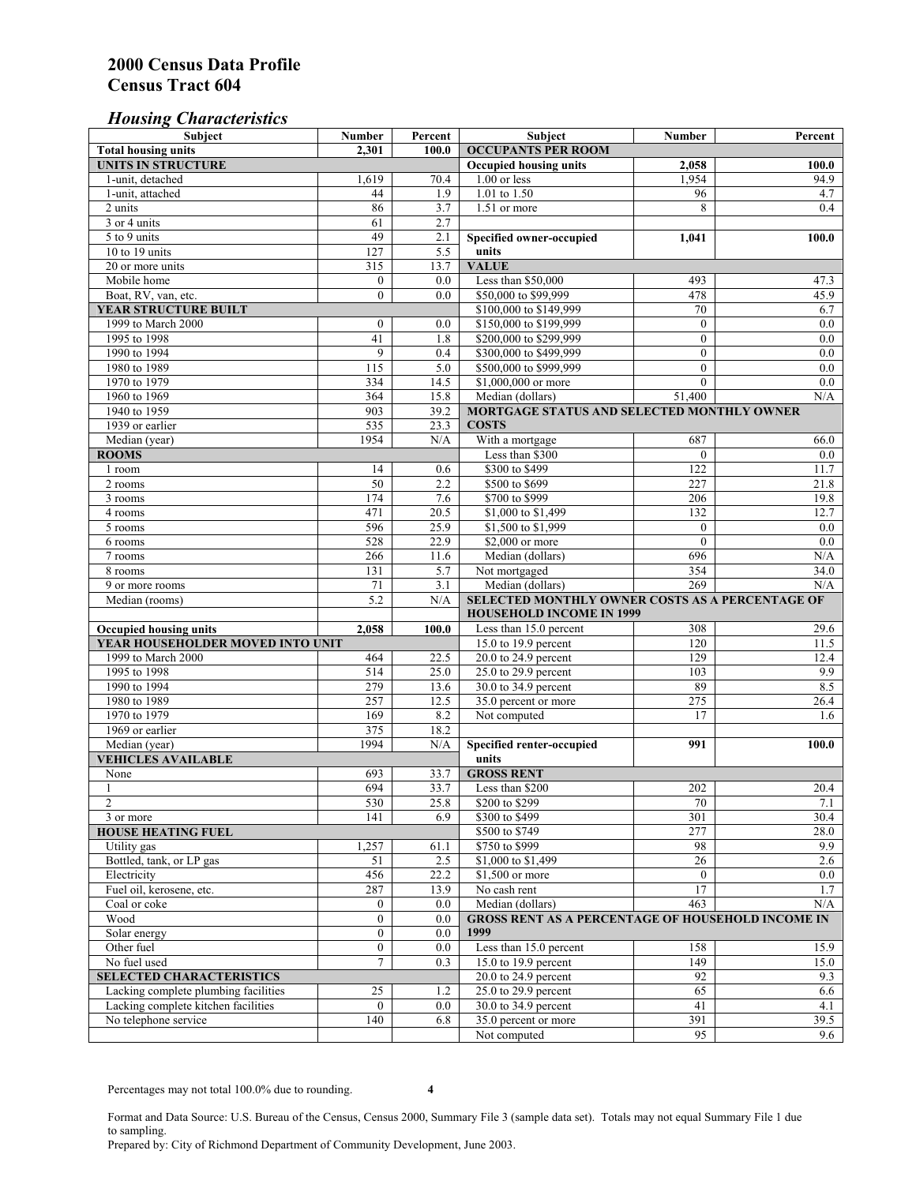# 2000 Census Data Profile
# Census Tract 604

## *Housing Characteristics*

| Subject | Number | Percent | Subject | Number | Percent |
|---|---|---|---|---|---|
| **Total housing units** | **2,301** | **100.0** | **OCCUPANTS PER ROOM** | | |
| **UNITS IN STRUCTURE** | | | **Occupied housing units** | **2,058** | **100.0** |
| 1-unit, detached | 1,619 | 70.4 | 1.00 or less | 1,954 | 94.9 |
| 1-unit, attached | 44 | 1.9 | 1.01 to 1.50 | 96 | 4.7 |
| 2 units | 86 | 3.7 | 1.51 or more | 8 | 0.4 |
| 3 or 4 units | 61 | 2.7 | | | |
| 5 to 9 units | 49 | 2.1 | **Specified owner-occupied units** | **1,041** | **100.0** |
| 10 to 19 units | 127 | 5.5 | | | |
| 20 or more units | 315 | 13.7 | **VALUE** | | |
| Mobile home | 0 | 0.0 | Less than $50,000 | 493 | 47.3 |
| Boat, RV, van, etc. | 0 | 0.0 | $50,000 to $99,999 | 478 | 45.9 |
| **YEAR STRUCTURE BUILT** | | | $100,000 to $149,999 | 70 | 6.7 |
| 1999 to March 2000 | 0 | 0.0 | $150,000 to $199,999 | 0 | 0.0 |
| 1995 to 1998 | 41 | 1.8 | $200,000 to $299,999 | 0 | 0.0 |
| 1990 to 1994 | 9 | 0.4 | $300,000 to $499,999 | 0 | 0.0 |
| 1980 to 1989 | 115 | 5.0 | $500,000 to $999,999 | 0 | 0.0 |
| 1970 to 1979 | 334 | 14.5 | $1,000,000 or more | 0 | 0.0 |
| 1960 to 1969 | 364 | 15.8 | Median (dollars) | 51,400 | N/A |
| 1940 to 1959 | 903 | 39.2 | **MORTGAGE STATUS AND SELECTED MONTHLY OWNER COSTS** | | |
| 1939 or earlier | 535 | 23.3 | | | |
| Median (year) | 1954 | N/A | With a mortgage | 687 | 66.0 |
| **ROOMS** | | | Less than $300 | 0 | 0.0 |
| 1 room | 14 | 0.6 | $300 to $499 | 122 | 11.7 |
| 2 rooms | 50 | 2.2 | $500 to $699 | 227 | 21.8 |
| 3 rooms | 174 | 7.6 | $700 to $999 | 206 | 19.8 |
| 4 rooms | 471 | 20.5 | $1,000 to $1,499 | 132 | 12.7 |
| 5 rooms | 596 | 25.9 | $1,500 to $1,999 | 0 | 0.0 |
| 6 rooms | 528 | 22.9 | $2,000 or more | 0 | 0.0 |
| 7 rooms | 266 | 11.6 | Median (dollars) | 696 | N/A |
| 8 rooms | 131 | 5.7 | Not mortgaged | 354 | 34.0 |
| 9 or more rooms | 71 | 3.1 | Median (dollars) | 269 | N/A |
| Median (rooms) | 5.2 | N/A | **SELECTED MONTHLY OWNER COSTS AS A PERCENTAGE OF HOUSEHOLD INCOME IN 1999** | | |
| **Occupied housing units** | **2,058** | **100.0** | Less than 15.0 percent | 308 | 29.6 |
| **YEAR HOUSEHOLDER MOVED INTO UNIT** | | | 15.0 to 19.9 percent | 120 | 11.5 |
| 1999 to March 2000 | 464 | 22.5 | 20.0 to 24.9 percent | 129 | 12.4 |
| 1995 to 1998 | 514 | 25.0 | 25.0 to 29.9 percent | 103 | 9.9 |
| 1990 to 1994 | 279 | 13.6 | 30.0 to 34.9 percent | 89 | 8.5 |
| 1980 to 1989 | 257 | 12.5 | 35.0 percent or more | 275 | 26.4 |
| 1970 to 1979 | 169 | 8.2 | Not computed | 17 | 1.6 |
| 1969 or earlier | 375 | 18.2 | | | |
| Median (year) | 1994 | N/A | **Specified renter-occupied units** | **991** | **100.0** |
| **VEHICLES AVAILABLE** | | | | | |
| None | 693 | 33.7 | **GROSS RENT** | | |
| 1 | 694 | 33.7 | Less than $200 | 202 | 20.4 |
| 2 | 530 | 25.8 | $200 to $299 | 70 | 7.1 |
| 3 or more | 141 | 6.9 | $300 to $499 | 301 | 30.4 |
| **HOUSE HEATING FUEL** | | | $500 to $749 | 277 | 28.0 |
| Utility gas | 1,257 | 61.1 | $750 to $999 | 98 | 9.9 |
| Bottled, tank, or LP gas | 51 | 2.5 | $1,000 to $1,499 | 26 | 2.6 |
| Electricity | 456 | 22.2 | $1,500 or more | 0 | 0.0 |
| Fuel oil, kerosene, etc. | 287 | 13.9 | No cash rent | 17 | 1.7 |
| Coal or coke | 0 | 0.0 | Median (dollars) | 463 | N/A |
| Wood | 0 | 0.0 | **GROSS RENT AS A PERCENTAGE OF HOUSEHOLD INCOME IN 1999** | | |
| Solar energy | 0 | 0.0 | | | |
| Other fuel | 0 | 0.0 | Less than 15.0 percent | 158 | 15.9 |
| No fuel used | 7 | 0.3 | 15.0 to 19.9 percent | 149 | 15.0 |
| **SELECTED CHARACTERISTICS** | | | 20.0 to 24.9 percent | 92 | 9.3 |
| Lacking complete plumbing facilities | 25 | 1.2 | 25.0 to 29.9 percent | 65 | 6.6 |
| Lacking complete kitchen facilities | 0 | 0.0 | 30.0 to 34.9 percent | 41 | 4.1 |
| No telephone service | 140 | 6.8 | 35.0 percent or more | 391 | 39.5 |
| | | | Not computed | 95 | 9.6 |

Percentages may not total 100.0% due to rounding.

Format and Data Source: U.S. Bureau of the Census, Census 2000, Summary File 3 (sample data set). Totals may not equal Summary File 1 due to sampling.
Prepared by: City of Richmond Department of Community Development, June 2003.